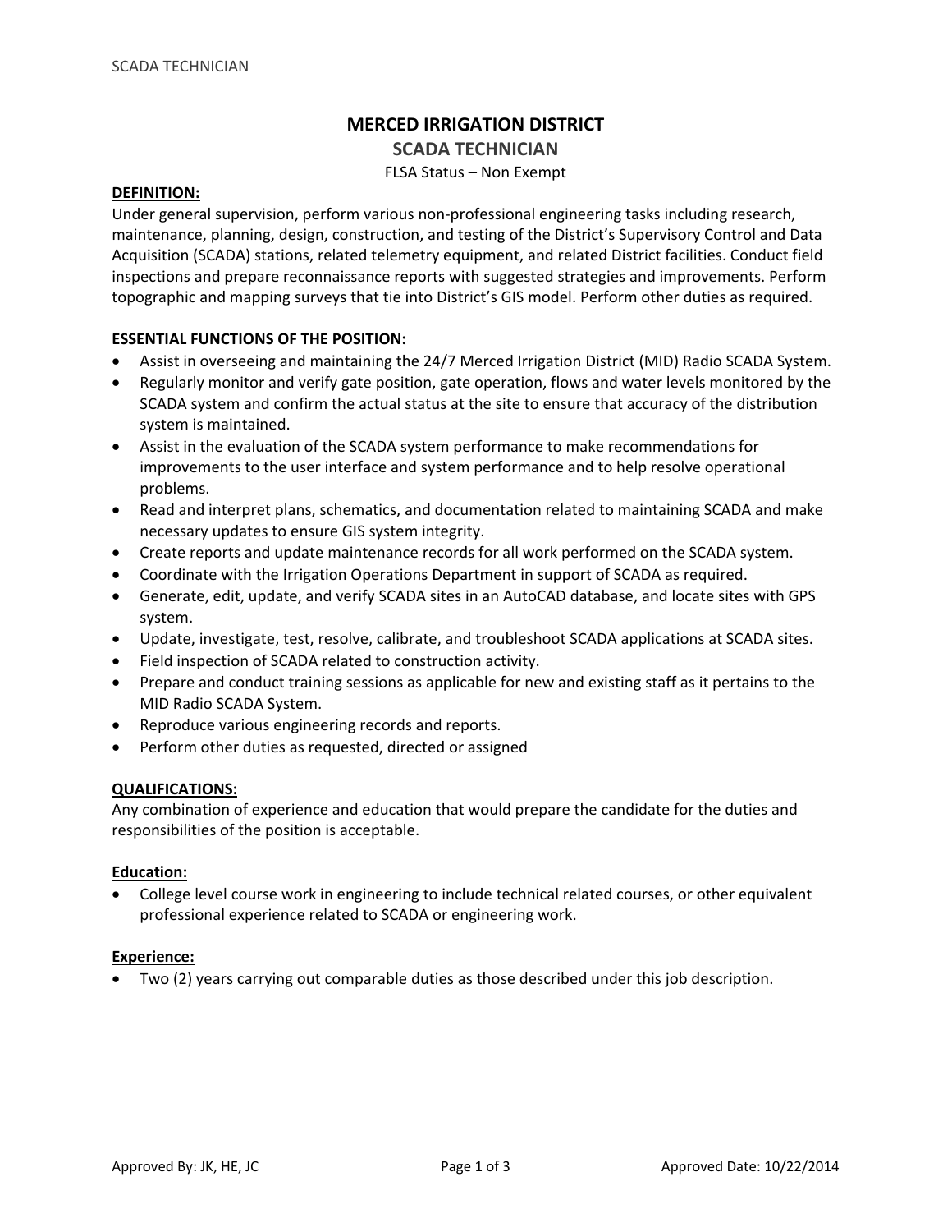# MERCED IRRIGATION DISTRICT

## SCADA TECHNICIAN

FLSA Status – Non Exempt

**DEFINITION:**

Under general supervision, perform various non-professional engineering tasks including research, maintenance, planning, design, construction, and testing of the District's Supervisory Control and Data Acquisition (SCADA) stations, related telemetry equipment, and related District facilities. Conduct field inspections and prepare reconnaissance reports with suggested strategies and improvements. Perform topographic and mapping surveys that tie into District's GIS model. Perform other duties as required.

**ESSENTIAL FUNCTIONS OF THE POSITION:**

- Assist in overseeing and maintaining the 24/7 Merced Irrigation District (MID) Radio SCADA System.
- Regularly monitor and verify gate position, gate operation, flows and water levels monitored by the SCADA system and confirm the actual status at the site to ensure that accuracy of the distribution system is maintained.
- Assist in the evaluation of the SCADA system performance to make recommendations for improvements to the user interface and system performance and to help resolve operational problems.
- Read and interpret plans, schematics, and documentation related to maintaining SCADA and make necessary updates to ensure GIS system integrity.
- Create reports and update maintenance records for all work performed on the SCADA system.
- Coordinate with the Irrigation Operations Department in support of SCADA as required.
- Generate, edit, update, and verify SCADA sites in an AutoCAD database, and locate sites with GPS system.
- Update, investigate, test, resolve, calibrate, and troubleshoot SCADA applications at SCADA sites.
- Field inspection of SCADA related to construction activity.
- Prepare and conduct training sessions as applicable for new and existing staff as it pertains to the MID Radio SCADA System.
- Reproduce various engineering records and reports.
- Perform other duties as requested, directed or assigned

**QUALIFICATIONS:**

Any combination of experience and education that would prepare the candidate for the duties and responsibilities of the position is acceptable.

**Education:**

- College level course work in engineering to include technical related courses, or other equivalent professional experience related to SCADA or engineering work.

**Experience:**

- Two (2) years carrying out comparable duties as those described under this job description.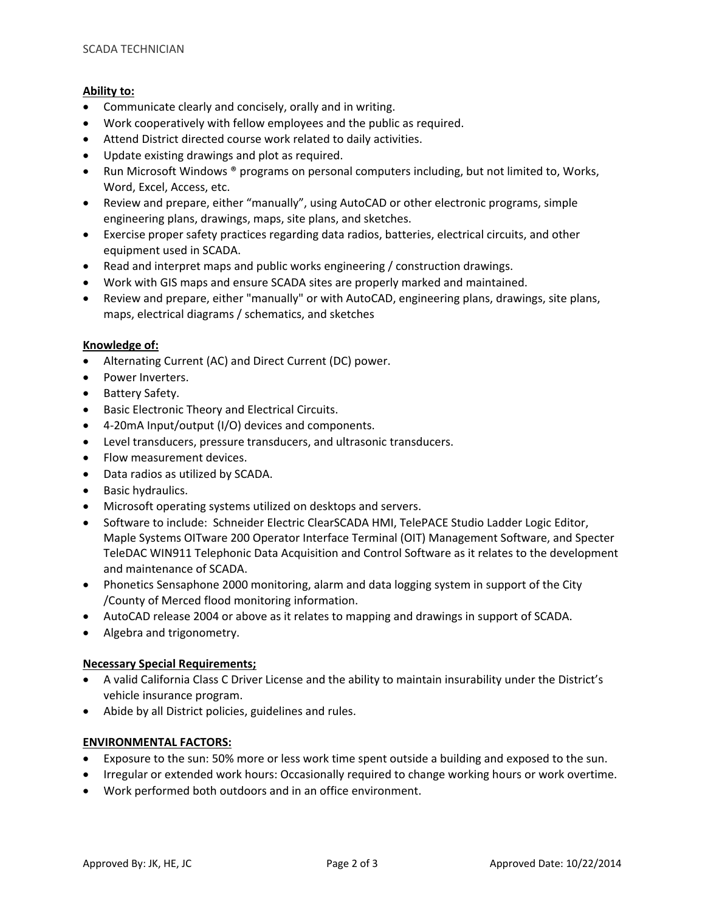**Ability to:**

- Communicate clearly and concisely, orally and in writing.
- Work cooperatively with fellow employees and the public as required.
- Attend District directed course work related to daily activities.
- Update existing drawings and plot as required.
- Run Microsoft Windows ® programs on personal computers including, but not limited to, Works, Word, Excel, Access, etc.
- Review and prepare, either "manually", using AutoCAD or other electronic programs, simple engineering plans, drawings, maps, site plans, and sketches.
- Exercise proper safety practices regarding data radios, batteries, electrical circuits, and other equipment used in SCADA.
- Read and interpret maps and public works engineering / construction drawings.
- Work with GIS maps and ensure SCADA sites are properly marked and maintained.
- Review and prepare, either "manually" or with AutoCAD, engineering plans, drawings, site plans, maps, electrical diagrams / schematics, and sketches

**Knowledge of:**

- Alternating Current (AC) and Direct Current (DC) power.
- Power Inverters.
- Battery Safety.
- Basic Electronic Theory and Electrical Circuits.
- 4-20mA Input/output (I/O) devices and components.
- Level transducers, pressure transducers, and ultrasonic transducers.
- Flow measurement devices.
- Data radios as utilized by SCADA.
- Basic hydraulics.
- Microsoft operating systems utilized on desktops and servers.
- Software to include: Schneider Electric ClearSCADA HMI, TelePACE Studio Ladder Logic Editor, Maple Systems OITware 200 Operator Interface Terminal (OIT) Management Software, and Specter TeleDAC WIN911 Telephonic Data Acquisition and Control Software as it relates to the development and maintenance of SCADA.
- Phonetics Sensaphone 2000 monitoring, alarm and data logging system in support of the City /County of Merced flood monitoring information.
- AutoCAD release 2004 or above as it relates to mapping and drawings in support of SCADA.
- Algebra and trigonometry.

**Necessary Special Requirements;**

- A valid California Class C Driver License and the ability to maintain insurability under the District's vehicle insurance program.
- Abide by all District policies, guidelines and rules.

**ENVIRONMENTAL FACTORS:**

- Exposure to the sun: 50% more or less work time spent outside a building and exposed to the sun.
- Irregular or extended work hours: Occasionally required to change working hours or work overtime.
- Work performed both outdoors and in an office environment.

Approved By: JK, HE, JC | Approved Date: 10/22/2014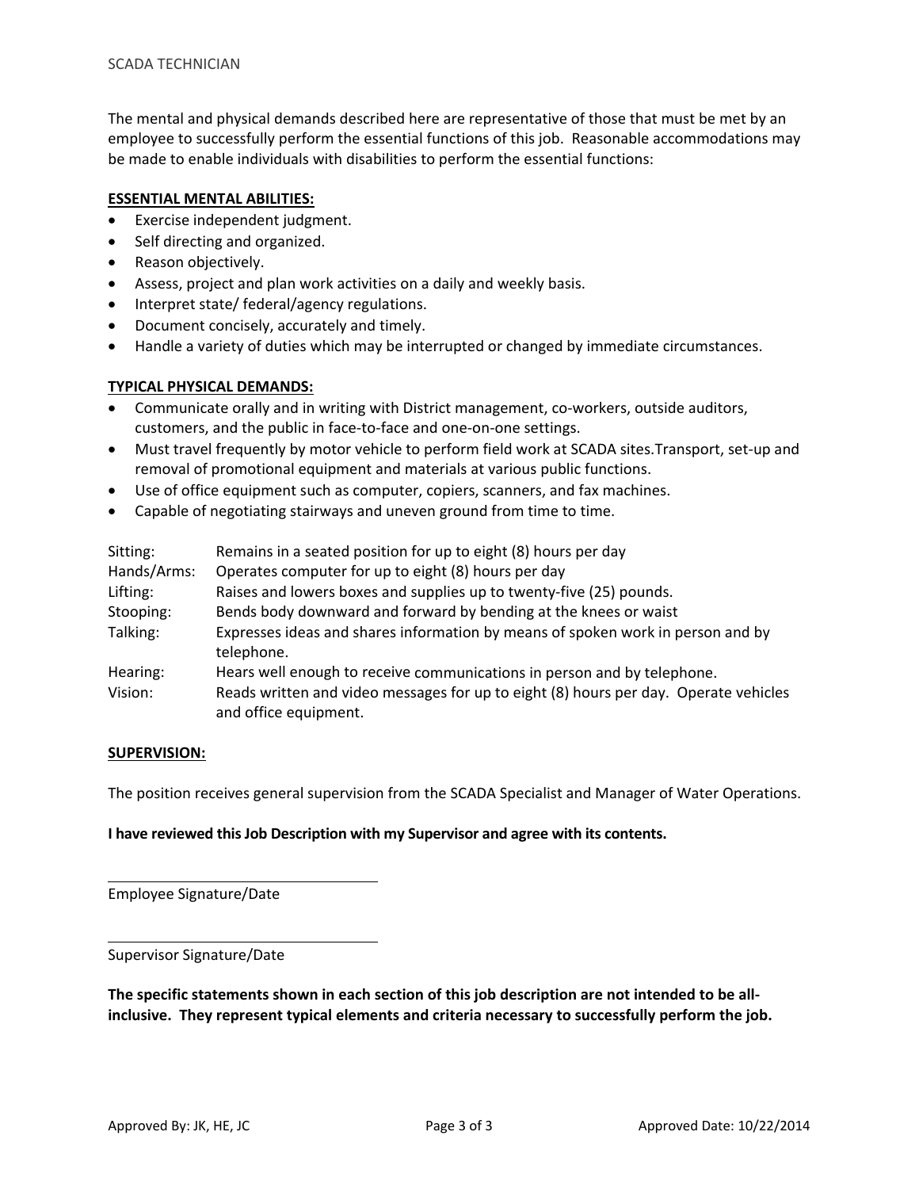The mental and physical demands described here are representative of those that must be met by an employee to successfully perform the essential functions of this job. Reasonable accommodations may be made to enable individuals with disabilities to perform the essential functions:

**ESSENTIAL MENTAL ABILITIES:**

- Exercise independent judgment.
- Self directing and organized.
- Reason objectively.
- Assess, project and plan work activities on a daily and weekly basis.
- Interpret state/ federal/agency regulations.
- Document concisely, accurately and timely.
- Handle a variety of duties which may be interrupted or changed by immediate circumstances.

**TYPICAL PHYSICAL DEMANDS:**

- Communicate orally and in writing with District management, co-workers, outside auditors, customers, and the public in face-to-face and one-on-one settings.
- Must travel frequently by motor vehicle to perform field work at SCADA sites.Transport, set-up and removal of promotional equipment and materials at various public functions.
- Use of office equipment such as computer, copiers, scanners, and fax machines.
- Capable of negotiating stairways and uneven ground from time to time.

| | |
|---|---|
| Sitting: | Remains in a seated position for up to eight (8) hours per day |
| Hands/Arms: | Operates computer for up to eight (8) hours per day |
| Lifting: | Raises and lowers boxes and supplies up to twenty-five (25) pounds. |
| Stooping: | Bends body downward and forward by bending at the knees or waist |
| Talking: | Expresses ideas and shares information by means of spoken work in person and by telephone. |
| Hearing: | Hears well enough to receive communications in person and by telephone. |
| Vision: | Reads written and video messages for up to eight (8) hours per day. Operate vehicles and office equipment. |

**SUPERVISION:**

The position receives general supervision from the SCADA Specialist and Manager of Water Operations.

**I have reviewed this Job Description with my Supervisor and agree with its contents.**

\_\_\_\_\_\_\_\_\_\_\_\_\_\_\_\_\_\_\_\_\_\_\_\_\_\_\_\_\_\_\_\_\_\_

Employee Signature/Date

\_\_\_\_\_\_\_\_\_\_\_\_\_\_\_\_\_\_\_\_\_\_\_\_\_\_\_\_\_\_\_\_\_\_

Supervisor Signature/Date

**The specific statements shown in each section of this job description are not intended to be all-inclusive. They represent typical elements and criteria necessary to successfully perform the job.**

Approved By: JK, HE, JC    Approved Date: 10/22/2014